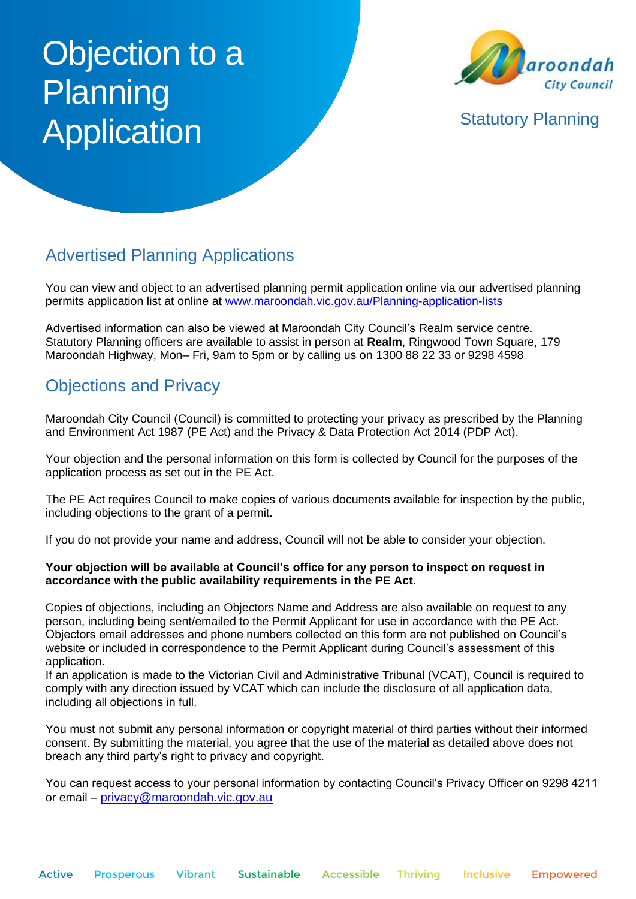# Objection to a Planning Application

Maroondah City Council

Statutory Planning

## Advertised Planning Applications

You can view and object to an advertised planning permit application online via our advertised planning permits application list at online at [www.maroondah.vic.gov.au/Planning-application-lists](www.maroondah.vic.gov.au/Planning-application-lists)

Advertised information can also be viewed at Maroondah City Council's Realm service centre. Statutory Planning officers are available to assist in person at **Realm**, Ringwood Town Square, 179 Maroondah Highway, Mon– Fri, 9am to 5pm or by calling us on 1300 88 22 33 or 9298 4598.

## Objections and Privacy

Maroondah City Council (Council) is committed to protecting your privacy as prescribed by the Planning and Environment Act 1987 (PE Act) and the Privacy & Data Protection Act 2014 (PDP Act).

Your objection and the personal information on this form is collected by Council for the purposes of the application process as set out in the PE Act.

The PE Act requires Council to make copies of various documents available for inspection by the public, including objections to the grant of a permit.

If you do not provide your name and address, Council will not be able to consider your objection.

**Your objection will be available at Council's office for any person to inspect on request in accordance with the public availability requirements in the PE Act.**

Copies of objections, including an Objectors Name and Address are also available on request to any person, including being sent/emailed to the Permit Applicant for use in accordance with the PE Act. Objectors email addresses and phone numbers collected on this form are not published on Council's website or included in correspondence to the Permit Applicant during Council's assessment of this application.
If an application is made to the Victorian Civil and Administrative Tribunal (VCAT), Council is required to comply with any direction issued by VCAT which can include the disclosure of all application data, including all objections in full.

You must not submit any personal information or copyright material of third parties without their informed consent. By submitting the material, you agree that the use of the material as detailed above does not breach any third party's right to privacy and copyright.

You can request access to your personal information by contacting Council's Privacy Officer on 9298 4211 or email – [privacy@maroondah.vic.gov.au](mailto:privacy@maroondah.vic.gov.au)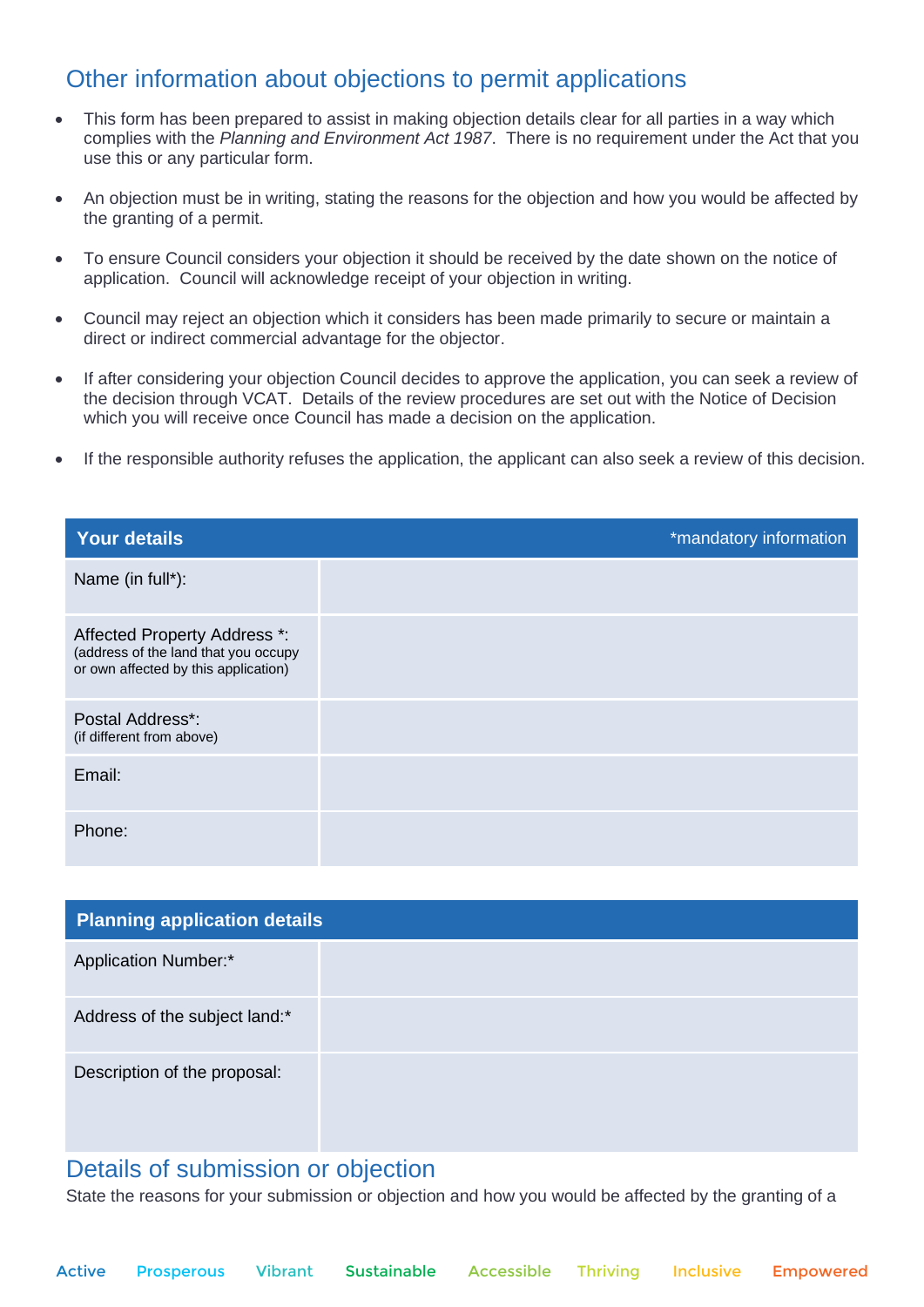## Other information about objections to permit applications

- This form has been prepared to assist in making objection details clear for all parties in a way which complies with the *Planning and Environment Act 1987*. There is no requirement under the Act that you use this or any particular form.
- An objection must be in writing, stating the reasons for the objection and how you would be affected by the granting of a permit.
- To ensure Council considers your objection it should be received by the date shown on the notice of application. Council will acknowledge receipt of your objection in writing.
- Council may reject an objection which it considers has been made primarily to secure or maintain a direct or indirect commercial advantage for the objector.
- If after considering your objection Council decides to approve the application, you can seek a review of the decision through VCAT. Details of the review procedures are set out with the Notice of Decision which you will receive once Council has made a decision on the application.
- If the responsible authority refuses the application, the applicant can also seek a review of this decision.

| **Your details** | *mandatory information |
| --- | --- |
| Name (in full*): | |
| Affected Property Address *: (address of the land that you occupy or own affected by this application) | |
| Postal Address*: (if different from above) | |
| Email: | |
| Phone: | |

| **Planning application details** | |
| --- | --- |
| Application Number:* | |
| Address of the subject land:* | |
| Description of the proposal: | |

## Details of submission or objection

State the reasons for your submission or objection and how you would be affected by the granting of a

Active Prosperous Vibrant Sustainable Accessible Thriving Inclusive Empowered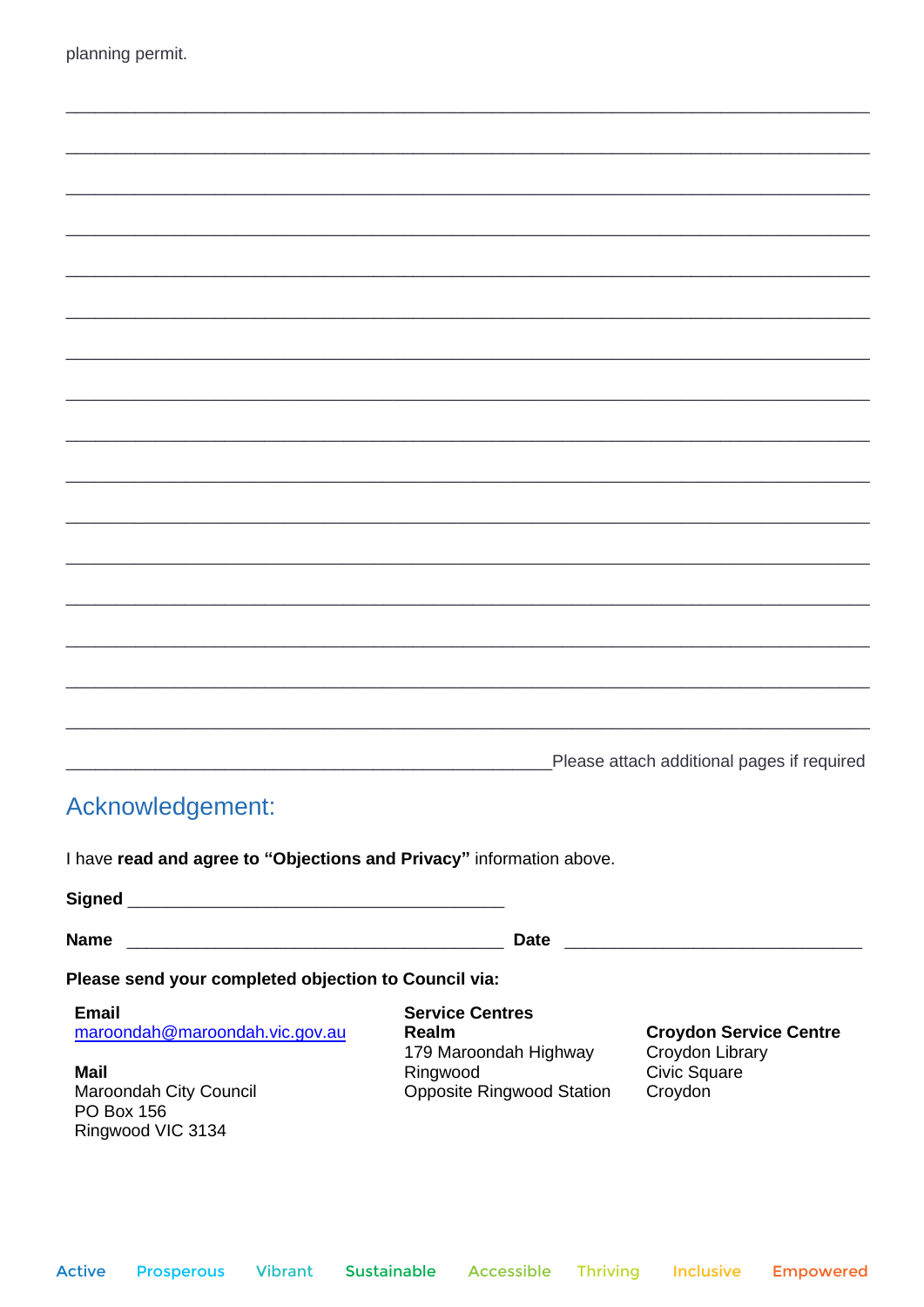planning permit.

\_\_\_\_\_\_\_\_\_\_\_\_\_\_\_\_\_\_\_\_\_\_\_\_\_\_\_\_\_\_\_\_\_\_\_\_\_\_\_\_\_\_\_\_\_\_\_\_\_\_\_\_\_\_\_\_\_\_\_\_\_\_\_\_\_\_\_\_\_\_\_\_\_\_\_\_\_\_

\_\_\_\_\_\_\_\_\_\_\_\_\_\_\_\_\_\_\_\_\_\_\_\_\_\_\_\_\_\_\_\_\_\_\_\_\_\_\_\_\_\_\_\_\_\_\_\_\_\_\_\_\_\_\_\_\_\_\_\_\_\_\_\_\_\_\_\_\_\_\_\_\_\_\_\_\_\_

\_\_\_\_\_\_\_\_\_\_\_\_\_\_\_\_\_\_\_\_\_\_\_\_\_\_\_\_\_\_\_\_\_\_\_\_\_\_\_\_\_\_\_\_\_\_\_\_\_\_\_\_\_\_\_\_\_\_\_\_\_\_\_\_\_\_\_\_\_\_\_\_\_\_\_\_\_\_

\_\_\_\_\_\_\_\_\_\_\_\_\_\_\_\_\_\_\_\_\_\_\_\_\_\_\_\_\_\_\_\_\_\_\_\_\_\_\_\_\_\_\_\_\_\_\_\_\_\_\_\_\_\_\_\_\_\_\_\_\_\_\_\_\_\_\_\_\_\_\_\_\_\_\_\_\_\_

\_\_\_\_\_\_\_\_\_\_\_\_\_\_\_\_\_\_\_\_\_\_\_\_\_\_\_\_\_\_\_\_\_\_\_\_\_\_\_\_\_\_\_\_\_\_\_\_\_\_\_\_\_\_\_\_\_\_\_\_\_\_\_\_\_\_\_\_\_\_\_\_\_\_\_\_\_\_

\_\_\_\_\_\_\_\_\_\_\_\_\_\_\_\_\_\_\_\_\_\_\_\_\_\_\_\_\_\_\_\_\_\_\_\_\_\_\_\_\_\_\_\_\_\_\_\_\_\_\_\_\_\_\_\_\_\_\_\_\_\_\_\_\_\_\_\_\_\_\_\_\_\_\_\_\_\_

\_\_\_\_\_\_\_\_\_\_\_\_\_\_\_\_\_\_\_\_\_\_\_\_\_\_\_\_\_\_\_\_\_\_\_\_\_\_\_\_\_\_\_\_\_\_\_\_\_\_\_\_\_\_\_\_\_\_\_\_\_\_\_\_\_\_\_\_\_\_\_\_\_\_\_\_\_\_

\_\_\_\_\_\_\_\_\_\_\_\_\_\_\_\_\_\_\_\_\_\_\_\_\_\_\_\_\_\_\_\_\_\_\_\_\_\_\_\_\_\_\_\_\_\_\_\_\_\_\_\_\_\_\_\_\_\_\_\_\_\_\_\_\_\_\_\_\_\_\_\_\_\_\_\_\_\_

\_\_\_\_\_\_\_\_\_\_\_\_\_\_\_\_\_\_\_\_\_\_\_\_\_\_\_\_\_\_\_\_\_\_\_\_\_\_\_\_\_\_\_\_\_\_\_\_\_\_\_\_\_\_\_\_\_\_\_\_\_\_\_\_\_\_\_\_\_\_\_\_\_\_\_\_\_\_

\_\_\_\_\_\_\_\_\_\_\_\_\_\_\_\_\_\_\_\_\_\_\_\_\_\_\_\_\_\_\_\_\_\_\_\_\_\_\_\_\_\_\_\_\_\_\_\_\_\_\_\_\_\_\_\_\_\_\_\_\_\_\_\_\_\_\_\_\_\_\_\_\_\_\_\_\_\_

\_\_\_\_\_\_\_\_\_\_\_\_\_\_\_\_\_\_\_\_\_\_\_\_\_\_\_\_\_\_\_\_\_\_\_\_\_\_\_\_\_\_\_\_\_\_\_\_\_\_\_\_\_\_\_\_\_\_\_\_\_\_\_\_\_\_\_\_\_\_\_\_\_\_\_\_\_\_

\_\_\_\_\_\_\_\_\_\_\_\_\_\_\_\_\_\_\_\_\_\_\_\_\_\_\_\_\_\_\_\_\_\_\_\_\_\_\_\_\_\_\_\_\_\_\_\_\_\_\_\_\_\_\_\_\_\_\_\_\_\_\_\_\_\_\_\_\_\_\_\_\_\_\_\_\_\_

\_\_\_\_\_\_\_\_\_\_\_\_\_\_\_\_\_\_\_\_\_\_\_\_\_\_\_\_\_\_\_\_\_\_\_\_\_\_\_\_\_\_\_\_\_\_\_\_\_\_\_\_\_\_\_\_\_\_\_\_\_\_\_\_\_\_\_\_\_\_\_\_\_\_\_\_\_\_

\_\_\_\_\_\_\_\_\_\_\_\_\_\_\_\_\_\_\_\_\_\_\_\_\_\_\_\_\_\_\_\_\_\_\_\_\_\_\_\_\_\_\_\_\_\_\_\_\_\_\_\_\_\_\_\_\_\_\_\_\_\_\_\_\_\_\_\_\_\_\_\_\_\_\_\_\_\_

\_\_\_\_\_\_\_\_\_\_\_\_\_\_\_\_\_\_\_\_\_\_\_\_\_\_\_\_\_\_\_\_\_\_\_\_\_\_\_\_\_\_\_\_\_\_\_\_\_\_\_\_\_\_\_\_\_\_\_\_\_\_\_\_\_\_\_\_\_\_\_\_\_\_\_\_\_\_

\_\_\_\_\_\_\_\_\_\_\_\_\_\_\_\_\_\_\_\_\_\_\_\_\_\_\_\_\_\_\_\_\_\_\_\_\_\_\_\_\_\_\_\_\_\_\_\_\_\_\_\_\_\_\_\_\_\_\_\_\_\_\_\_\_\_\_\_\_\_\_\_\_\_\_\_\_\_

\_\_\_\_\_\_\_\_\_\_\_\_\_\_\_\_\_\_\_\_\_\_\_\_\_\_\_\_\_\_\_\_\_\_\_\_\_\_\_\_\_\_\_\_\_\_\_\_\_\_\_Please attach additional pages if required

## Acknowledgement:

I have **read and agree to "Objections and Privacy"** information above.

**Signed** \_\_\_\_\_\_\_\_\_\_\_\_\_\_\_\_\_\_\_\_\_\_\_\_\_\_\_\_\_\_\_\_\_\_\_\_\_\_\_\_

**Name** \_\_\_\_\_\_\_\_\_\_\_\_\_\_\_\_\_\_\_\_\_\_\_\_\_\_\_\_\_\_\_\_\_\_\_\_\_\_\_\_ **Date** \_\_\_\_\_\_\_\_\_\_\_\_\_\_\_\_\_\_\_\_\_\_\_\_\_\_\_\_\_\_\_\_

**Please send your completed objection to Council via:**

**Email**
maroondah@maroondah.vic.gov.au

**Mail**
Maroondah City Council
PO Box 156
Ringwood VIC 3134

**Service Centres**

**Realm**
179 Maroondah Highway
Ringwood
Opposite Ringwood Station

**Croydon Service Centre**
Croydon Library
Civic Square
Croydon

Active Prosperous Vibrant Sustainable Accessible Thriving Inclusive Empowered